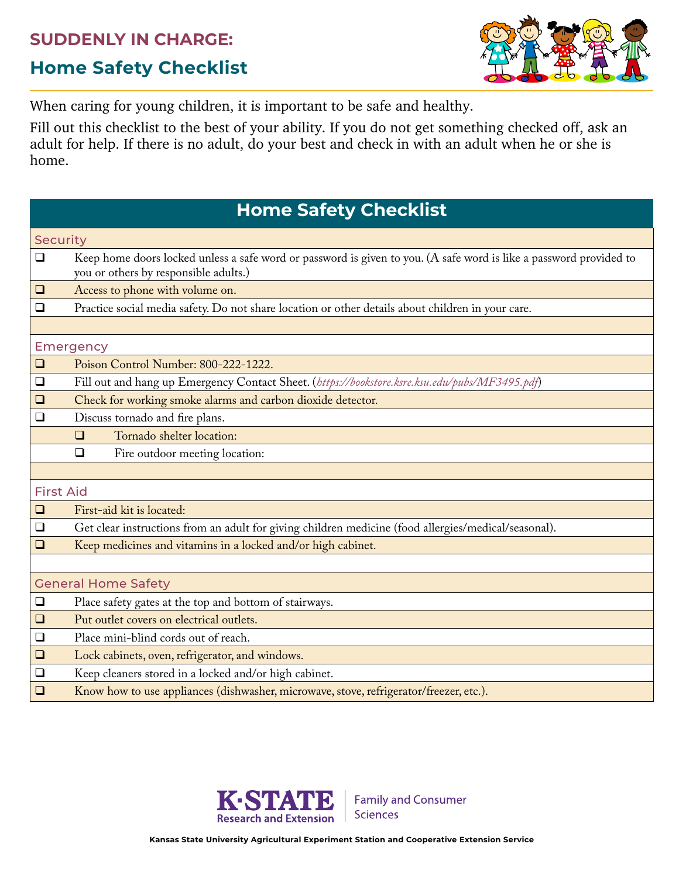# SUDDENLY IN CHARGE:

## Home Safety Checklist

When caring for young children, it is important to be safe and healthy.

Fill out this checklist to the best of your ability. If you do not get something checked off, ask an adult for help. If there is no adult, do your best and check in with an adult when he or she is home.

| Home Safety Checklist |
|---|
| **Security** |
| ❑ Keep home doors locked unless a safe word or password is given to you. (A safe word is like a password provided to you or others by responsible adults.) |
| ❑ Access to phone with volume on. |
| ❑ Practice social media safety. Do not share location or other details about children in your care. |
| |
| **Emergency** |
| ❑ Poison Control Number: 800-222-1222. |
| ❑ Fill out and hang up Emergency Contact Sheet. (*https://bookstore.ksre.ksu.edu/pubs/MF3495.pdf*) |
| ❑ Check for working smoke alarms and carbon dioxide detector. |
| ❑ Discuss tornado and fire plans. |
| &nbsp;&nbsp;&nbsp;&nbsp;❑ Tornado shelter location: |
| &nbsp;&nbsp;&nbsp;&nbsp;❑ Fire outdoor meeting location: |
| |
| **First Aid** |
| ❑ First-aid kit is located: |
| ❑ Get clear instructions from an adult for giving children medicine (food allergies/medical/seasonal). |
| ❑ Keep medicines and vitamins in a locked and/or high cabinet. |
| |
| **General Home Safety** |
| ❑ Place safety gates at the top and bottom of stairways. |
| ❑ Put outlet covers on electrical outlets. |
| ❑ Place mini-blind cords out of reach. |
| ❑ Lock cabinets, oven, refrigerator, and windows. |
| ❑ Keep cleaners stored in a locked and/or high cabinet. |
| ❑ Know how to use appliances (dishwasher, microwave, stove, refrigerator/freezer, etc.). |

K-STATE Research and Extension | Family and Consumer Sciences

Kansas State University Agricultural Experiment Station and Cooperative Extension Service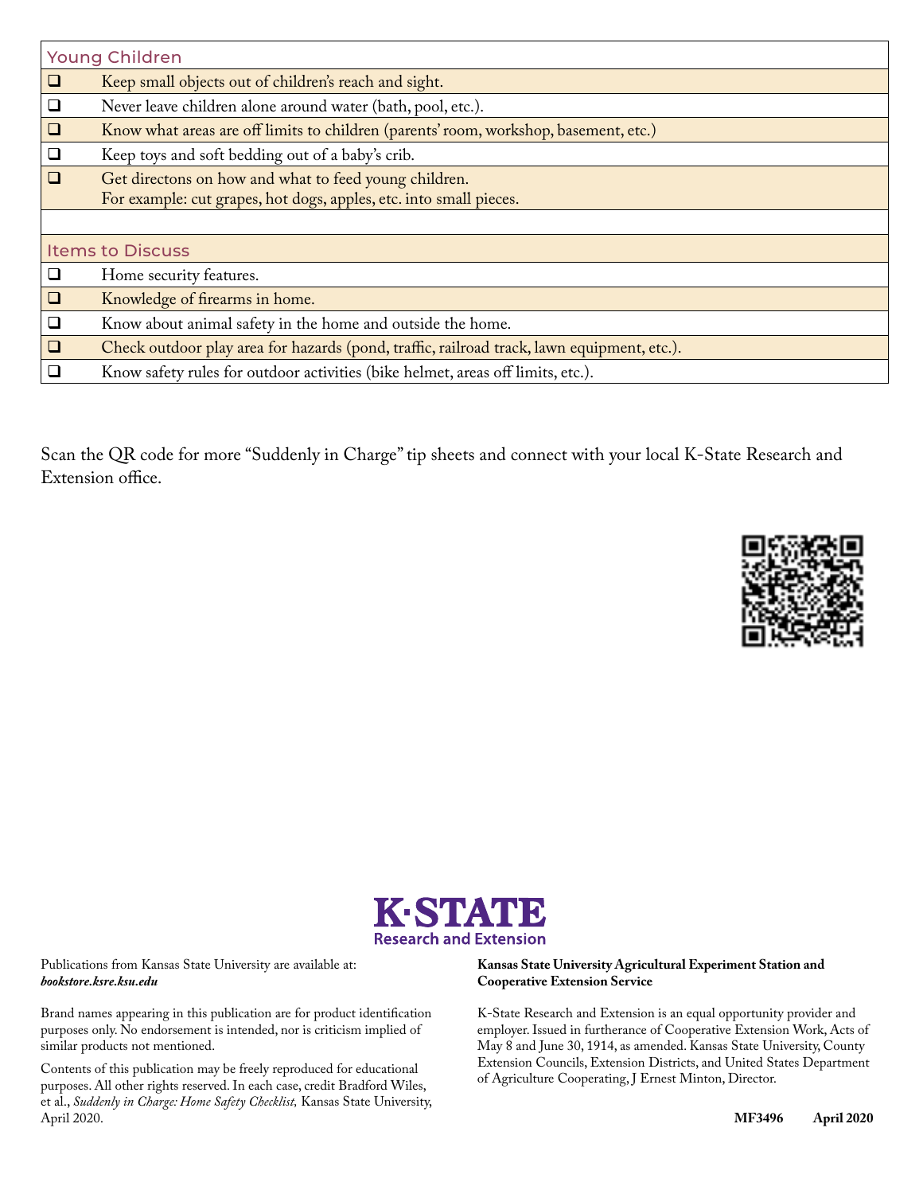| Young Children | |
|---|---|
| ❑ | Keep small objects out of children's reach and sight. |
| ❑ | Never leave children alone around water (bath, pool, etc.). |
| ❑ | Know what areas are off limits to children (parents' room, workshop, basement, etc.) |
| ❑ | Keep toys and soft bedding out of a baby's crib. |
| ❑ | Get directons on how and what to feed young children. For example: cut grapes, hot dogs, apples, etc. into small pieces. |
| | |
| **Items to Discuss** | |
| ❑ | Home security features. |
| ❑ | Knowledge of firearms in home. |
| ❑ | Know about animal safety in the home and outside the home. |
| ❑ | Check outdoor play area for hazards (pond, traffic, railroad track, lawn equipment, etc.). |
| ❑ | Know safety rules for outdoor activities (bike helmet, areas off limits, etc.). |

Scan the QR code for more "Suddenly in Charge" tip sheets and connect with your local K-State Research and Extension office.

**K·STATE**
**Research and Extension**

Publications from Kansas State University are available at: ***bookstore.ksre.ksu.edu***

Brand names appearing in this publication are for product identification purposes only. No endorsement is intended, nor is criticism implied of similar products not mentioned.

Contents of this publication may be freely reproduced for educational purposes. All other rights reserved. In each case, credit Bradford Wiles, et al., *Suddenly in Charge: Home Safety Checklist,* Kansas State University, April 2020.

**Kansas State University Agricultural Experiment Station and Cooperative Extension Service**

K-State Research and Extension is an equal opportunity provider and employer. Issued in furtherance of Cooperative Extension Work, Acts of May 8 and June 30, 1914, as amended. Kansas State University, County Extension Councils, Extension Districts, and United States Department of Agriculture Cooperating, J Ernest Minton, Director.

**MF3496 April 2020**